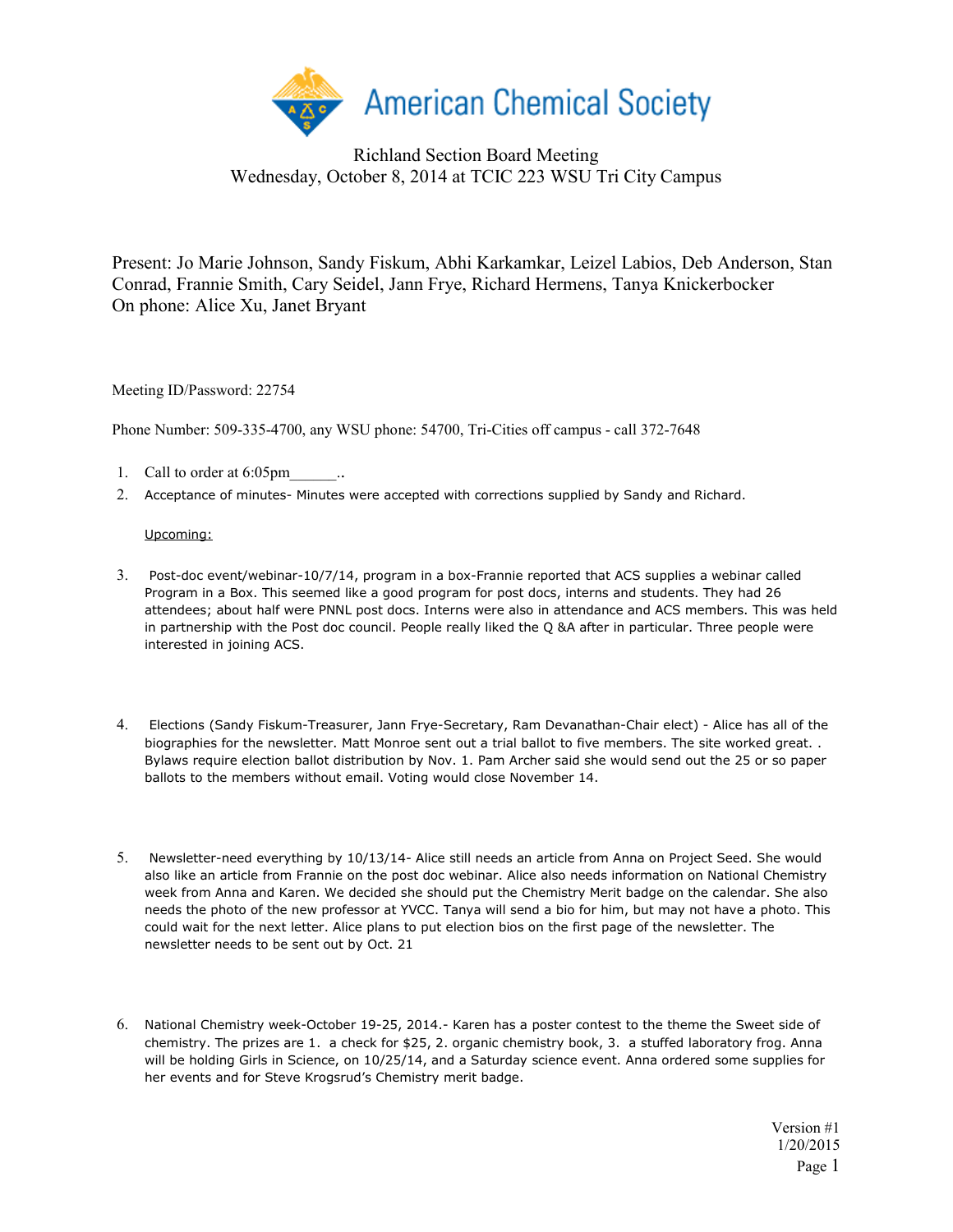American Chemical Society

# Richland Section Board Meeting

## Wednesday, October 8, 2014 at TCIC 223 WSU Tri City Campus

Present: Jo Marie Johnson, Sandy Fiskum, Abhi Karkamkar, Leizel Labios, Deb Anderson, Stan Conrad, Frannie Smith, Cary Seidel, Jann Frye, Richard Hermens, Tanya Knickerbocker
On phone: Alice Xu, Janet Bryant

Meeting ID/Password: 22754

Phone Number: 509-335-4700, any WSU phone: 54700, Tri-Cities off campus - call 372-7648

1. Call to order at 6:05pm______..
2. Acceptance of minutes- Minutes were accepted with corrections supplied by Sandy and Richard.

   Upcoming:

3. Post-doc event/webinar-10/7/14, program in a box-Frannie reported that ACS supplies a webinar called Program in a Box. This seemed like a good program for post docs, interns and students. They had 26 attendees; about half were PNNL post docs. Interns were also in attendance and ACS members. This was held in partnership with the Post doc council. People really liked the Q &A after in particular. Three people were interested in joining ACS.

4. Elections (Sandy Fiskum-Treasurer, Jann Frye-Secretary, Ram Devanathan-Chair elect) - Alice has all of the biographies for the newsletter. Matt Monroe sent out a trial ballot to five members. The site worked great. . Bylaws require election ballot distribution by Nov. 1. Pam Archer said she would send out the 25 or so paper ballots to the members without email. Voting would close November 14.

5. Newsletter-need everything by 10/13/14- Alice still needs an article from Anna on Project Seed. She would also like an article from Frannie on the post doc webinar. Alice also needs information on National Chemistry week from Anna and Karen. We decided she should put the Chemistry Merit badge on the calendar. She also needs the photo of the new professor at YVCC. Tanya will send a bio for him, but may not have a photo. This could wait for the next letter. Alice plans to put election bios on the first page of the newsletter. The newsletter needs to be sent out by Oct. 21

6. National Chemistry week-October 19-25, 2014.- Karen has a poster contest to the theme the Sweet side of chemistry. The prizes are 1. a check for $25, 2. organic chemistry book, 3. a stuffed laboratory frog. Anna will be holding Girls in Science, on 10/25/14, and a Saturday science event. Anna ordered some supplies for her events and for Steve Krogsrud's Chemistry merit badge.

Version #1
1/20/2015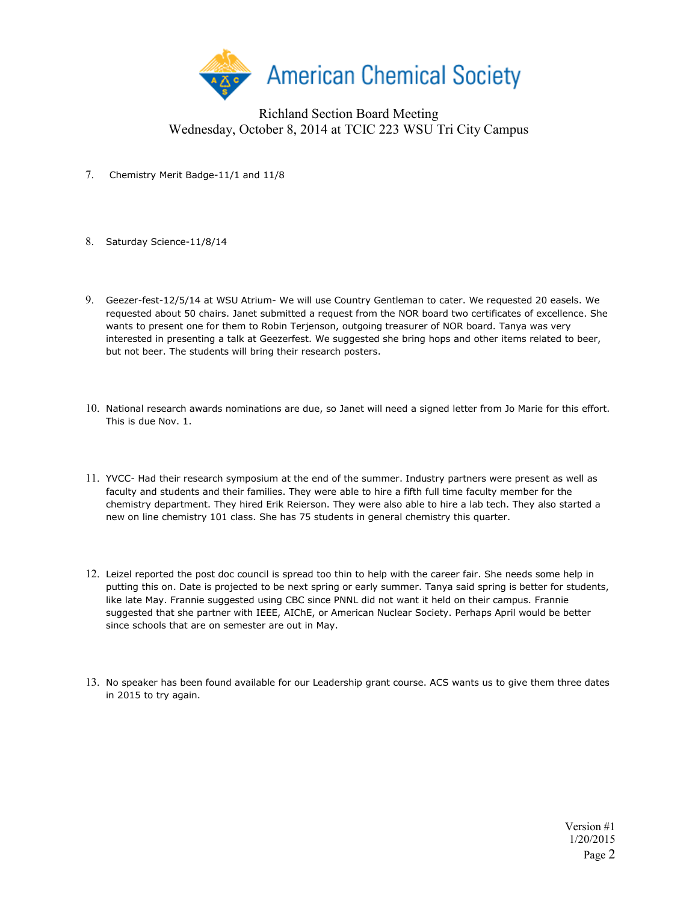American Chemical Society

Richland Section Board Meeting
Wednesday, October 8, 2014 at TCIC 223 WSU Tri City Campus

7. Chemistry Merit Badge-11/1 and 11/8

8. Saturday Science-11/8/14

9. Geezer-fest-12/5/14 at WSU Atrium- We will use Country Gentleman to cater. We requested 20 easels. We requested about 50 chairs. Janet submitted a request from the NOR board two certificates of excellence. She wants to present one for them to Robin Terjenson, outgoing treasurer of NOR board. Tanya was very interested in presenting a talk at Geezerfest. We suggested she bring hops and other items related to beer, but not beer. The students will bring their research posters.

10. National research awards nominations are due, so Janet will need a signed letter from Jo Marie for this effort. This is due Nov. 1.

11. YVCC- Had their research symposium at the end of the summer. Industry partners were present as well as faculty and students and their families. They were able to hire a fifth full time faculty member for the chemistry department. They hired Erik Reierson. They were also able to hire a lab tech. They also started a new on line chemistry 101 class. She has 75 students in general chemistry this quarter.

12. Leizel reported the post doc council is spread too thin to help with the career fair. She needs some help in putting this on. Date is projected to be next spring or early summer. Tanya said spring is better for students, like late May. Frannie suggested using CBC since PNNL did not want it held on their campus. Frannie suggested that she partner with IEEE, AIChE, or American Nuclear Society. Perhaps April would be better since schools that are on semester are out in May.

13. No speaker has been found available for our Leadership grant course. ACS wants us to give them three dates in 2015 to try again.

Version #1
1/20/2015